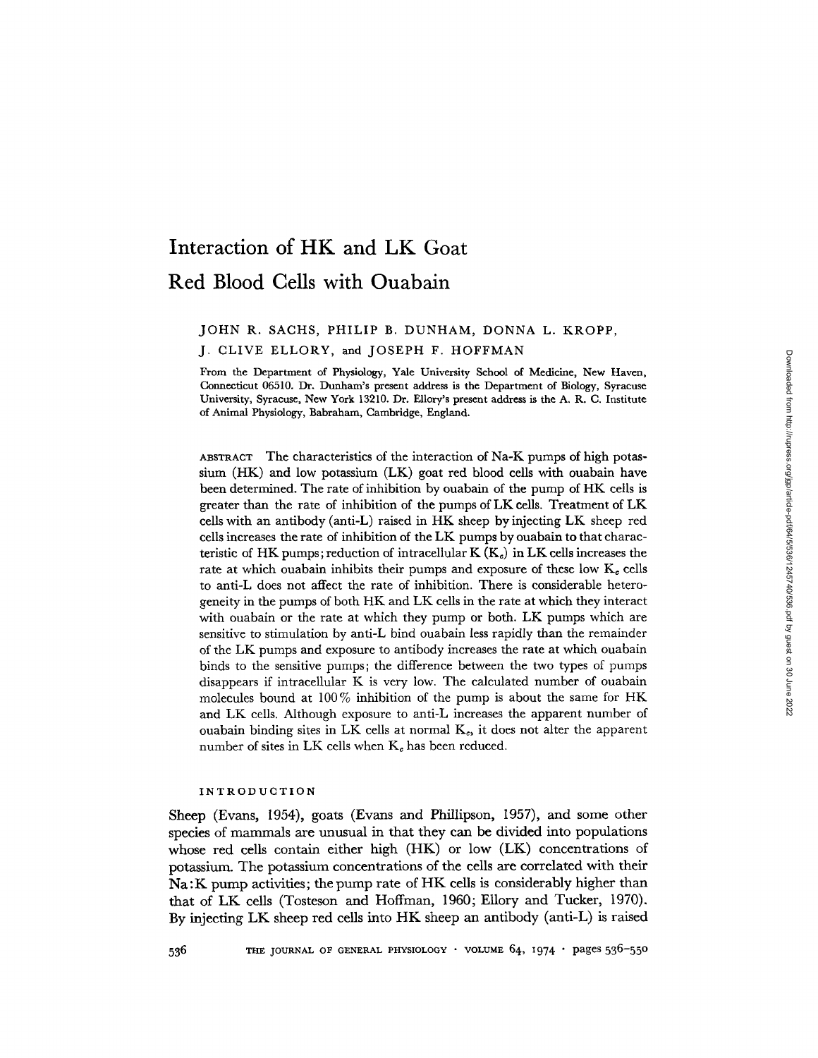# Interaction of HK and LK Goat Red Blood Cells with Ouabain

JOHN R. SACHS, PHILIP B. DUNHAM, DONNA L. KROPP, J. CLIVE ELLORY, and JOSEPH F. HOFFMAN

From the Department of Physiology, Yale University School of Medicine, New Haven, Connecticut 06510. Dr. Dunham's present address is the Department of Biology, Syracuse University, Syracuse, New York 13210. Dr. Ellory's present address is the A. R. C. Institute of Animal Physiology, Babraham, Cambridge, England.

ABSTRACT The characteristics of the interaction of Na-K pumps of high potassium (HK) and low potassium (LK) goat red blood cells with ouabain have been determined. The rate of inhibition by ouabain of the pump of HK cells is greater than the rate of inhibition of the pumps of LK cells. Treatment of LK cells with an antibody (anti-L) raised in HK sheep by injecting LK sheep red cells increases the rate of inhibition of the LK pumps by ouabain to that characteristic of HK pumps; reduction of intracellular K ($K_c$) in LK cells increases the rate at which ouabain inhibits their pumps and exposure of these low $K_c$ cells to anti-L does not affect the rate of inhibition. There is considerable heterogeneity in the pumps of both HK and LK cells in the rate at which they interact with ouabain or the rate at which they pump or both. LK pumps which are sensitive to stimulation by anti-L bind ouabain less rapidly than the remainder of the LK pumps and exposure to antibody increases the rate at which ouabain binds to the sensitive pumps; the difference between the two types of pumps disappears if intracellular K is very low. The calculated number of ouabain molecules bound at 100% inhibition of the pump is about the same for HK and LK cells. Although exposure to anti-L increases the apparent number of ouabain binding sites in LK cells at normal $K_c$, it does not alter the apparent number of sites in LK cells when $K_c$ has been reduced.

## INTRODUCTION

Sheep (Evans, 1954), goats (Evans and Phillipson, 1957), and some other species of mammals are unusual in that they can be divided into populations whose red cells contain either high (HK) or low (LK) concentrations of potassium. The potassium concentrations of the cells are correlated with their Na:K pump activities; the pump rate of HK cells is considerably higher than that of LK cells (Tosteson and Hoffman, 1960; Ellory and Tucker, 1970). By injecting LK sheep red cells into HK sheep an antibody (anti-L) is raised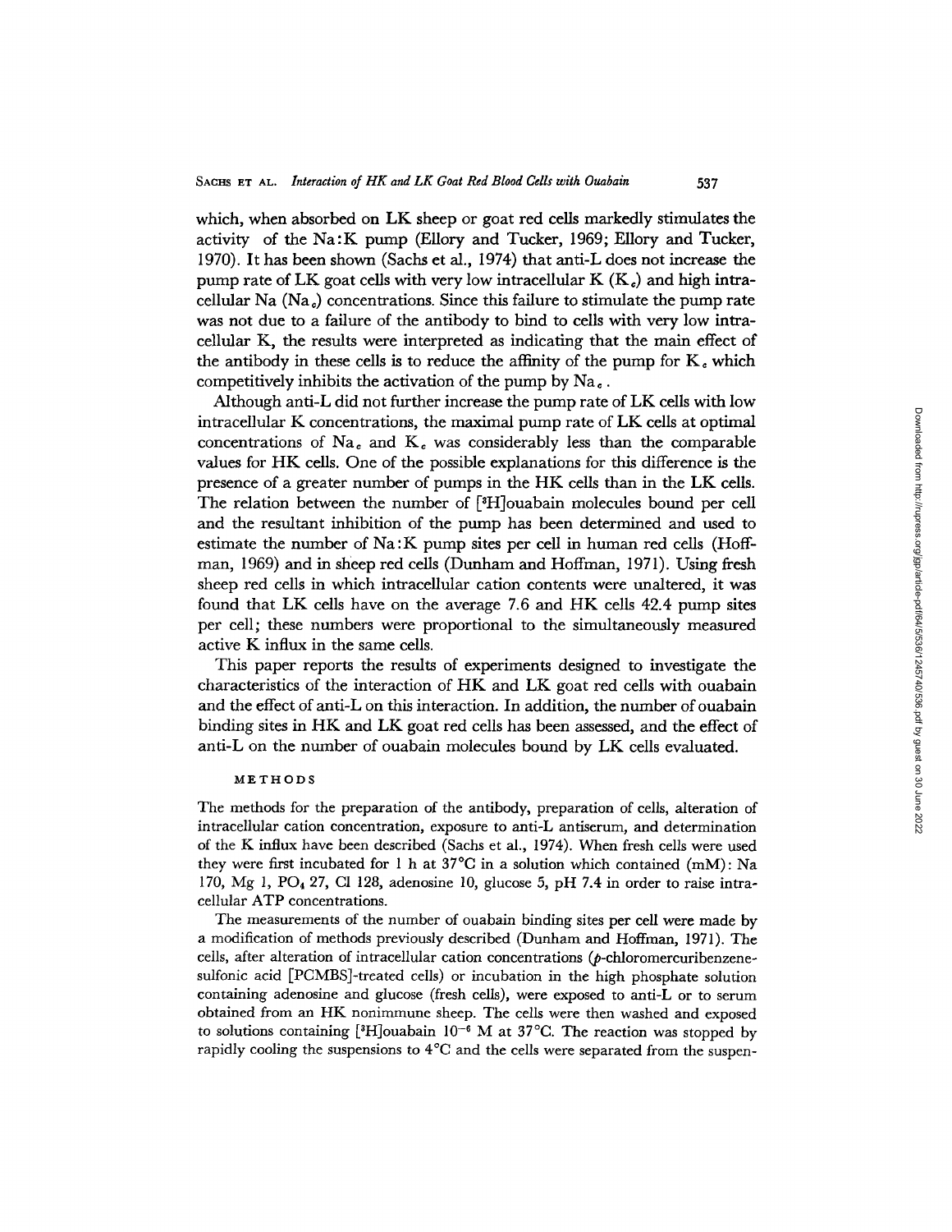which, when absorbed on LK sheep or goat red cells markedly stimulates the activity of the Na:K pump (Ellory and Tucker, 1969; Ellory and Tucker, 1970). It has been shown (Sachs et al., 1974) that anti-L does not increase the pump rate of LK goat cells with very low intracellular K ($K_c$) and high intracellular Na ($Na_c$) concentrations. Since this failure to stimulate the pump rate was not due to a failure of the antibody to bind to cells with very low intracellular K, the results were interpreted as indicating that the main effect of the antibody in these cells is to reduce the affinity of the pump for $K_c$ which competitively inhibits the activation of the pump by $Na_c$.

Although anti-L did not further increase the pump rate of LK cells with low intracellular K concentrations, the maximal pump rate of LK cells at optimal concentrations of $Na_c$ and $K_c$ was considerably less than the comparable values for HK cells. One of the possible explanations for this difference is the presence of a greater number of pumps in the HK cells than in the LK cells. The relation between the number of [$^3$H]ouabain molecules bound per cell and the resultant inhibition of the pump has been determined and used to estimate the number of Na:K pump sites per cell in human red cells (Hoffman, 1969) and in sheep red cells (Dunham and Hoffman, 1971). Using fresh sheep red cells in which intracellular cation contents were unaltered, it was found that LK cells have on the average 7.6 and HK cells 42.4 pump sites per cell; these numbers were proportional to the simultaneously measured active K influx in the same cells.

This paper reports the results of experiments designed to investigate the characteristics of the interaction of HK and LK goat red cells with ouabain and the effect of anti-L on this interaction. In addition, the number of ouabain binding sites in HK and LK goat red cells has been assessed, and the effect of anti-L on the number of ouabain molecules bound by LK cells evaluated.

## METHODS

The methods for the preparation of the antibody, preparation of cells, alteration of intracellular cation concentration, exposure to anti-L antiserum, and determination of the K influx have been described (Sachs et al., 1974). When fresh cells were used they were first incubated for 1 h at 37°C in a solution which contained (mM): Na 170, Mg 1, $PO_4$ 27, Cl 128, adenosine 10, glucose 5, pH 7.4 in order to raise intracellular ATP concentrations.

The measurements of the number of ouabain binding sites per cell were made by a modification of methods previously described (Dunham and Hoffman, 1971). The cells, after alteration of intracellular cation concentrations (*p*-chloromercuribenzenesulfonic acid [PCMBS]-treated cells) or incubation in the high phosphate solution containing adenosine and glucose (fresh cells), were exposed to anti-L or to serum obtained from an HK nonimmune sheep. The cells were then washed and exposed to solutions containing [$^3$H]ouabain $10^{-6}$ M at 37°C. The reaction was stopped by rapidly cooling the suspensions to 4°C and the cells were separated from the suspen-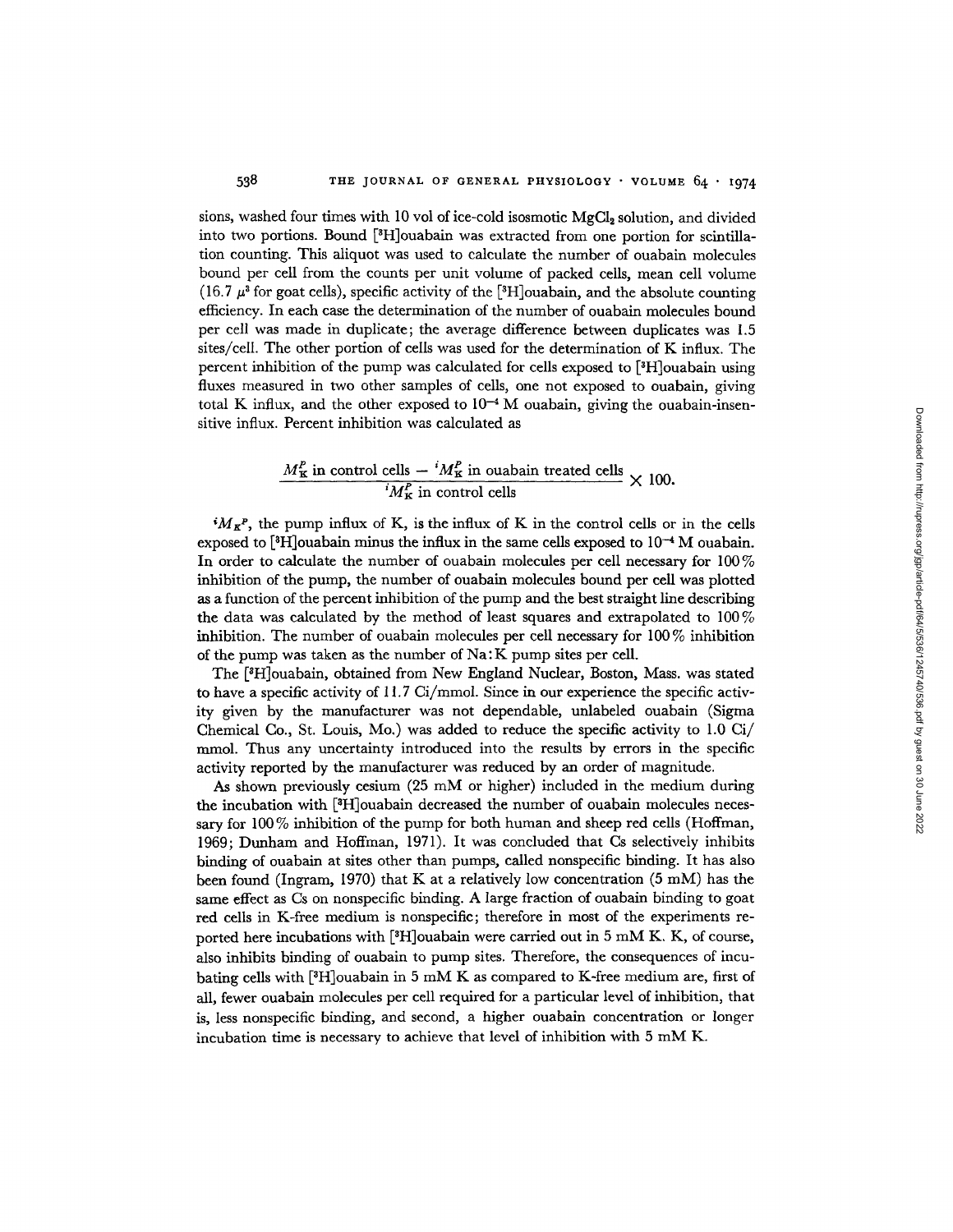sions, washed four times with 10 vol of ice-cold isosmotic $MgCl_2$ solution, and divided into two portions. Bound [$^3$H]ouabain was extracted from one portion for scintillation counting. This aliquot was used to calculate the number of ouabain molecules bound per cell from the counts per unit volume of packed cells, mean cell volume (16.7 $\mu^3$ for goat cells), specific activity of the [$^3$H]ouabain, and the absolute counting efficiency. In each case the determination of the number of ouabain molecules bound per cell was made in duplicate; the average difference between duplicates was 1.5 sites/cell. The other portion of cells was used for the determination of K influx. The percent inhibition of the pump was calculated for cells exposed to [$^3$H]ouabain using fluxes measured in two other samples of cells, one not exposed to ouabain, giving total K influx, and the other exposed to $10^{-4}$ M ouabain, giving the ouabain-insensitive influx. Percent inhibition was calculated as

$$\frac{{}^iM_K^P \text{ in control cells} - {}^iM_K^P \text{ in ouabain treated cells}}{{}^iM_K^P \text{ in control cells}} \times 100.$$

${}^iM_K{}^P$, the pump influx of K, is the influx of K in the control cells or in the cells exposed to [$^3$H]ouabain minus the influx in the same cells exposed to $10^{-4}$ M ouabain. In order to calculate the number of ouabain molecules per cell necessary for 100% inhibition of the pump, the number of ouabain molecules bound per cell was plotted as a function of the percent inhibition of the pump and the best straight line describing the data was calculated by the method of least squares and extrapolated to 100% inhibition. The number of ouabain molecules per cell necessary for 100% inhibition of the pump was taken as the number of Na:K pump sites per cell.

The [$^3$H]ouabain, obtained from New England Nuclear, Boston, Mass. was stated to have a specific activity of 11.7 Ci/mmol. Since in our experience the specific activity given by the manufacturer was not dependable, unlabeled ouabain (Sigma Chemical Co., St. Louis, Mo.) was added to reduce the specific activity to 1.0 Ci/mmol. Thus any uncertainty introduced into the results by errors in the specific activity reported by the manufacturer was reduced by an order of magnitude.

As shown previously cesium (25 mM or higher) included in the medium during the incubation with [$^3$H]ouabain decreased the number of ouabain molecules necessary for 100% inhibition of the pump for both human and sheep red cells (Hoffman, 1969; Dunham and Hoffman, 1971). It was concluded that Cs selectively inhibits binding of ouabain at sites other than pumps, called nonspecific binding. It has also been found (Ingram, 1970) that K at a relatively low concentration (5 mM) has the same effect as Cs on nonspecific binding. A large fraction of ouabain binding to goat red cells in K-free medium is nonspecific; therefore in most of the experiments reported here incubations with [$^3$H]ouabain were carried out in 5 mM K. K, of course, also inhibits binding of ouabain to pump sites. Therefore, the consequences of incubating cells with [$^3$H]ouabain in 5 mM K as compared to K-free medium are, first of all, fewer ouabain molecules per cell required for a particular level of inhibition, that is, less nonspecific binding, and second, a higher ouabain concentration or longer incubation time is necessary to achieve that level of inhibition with 5 mM K.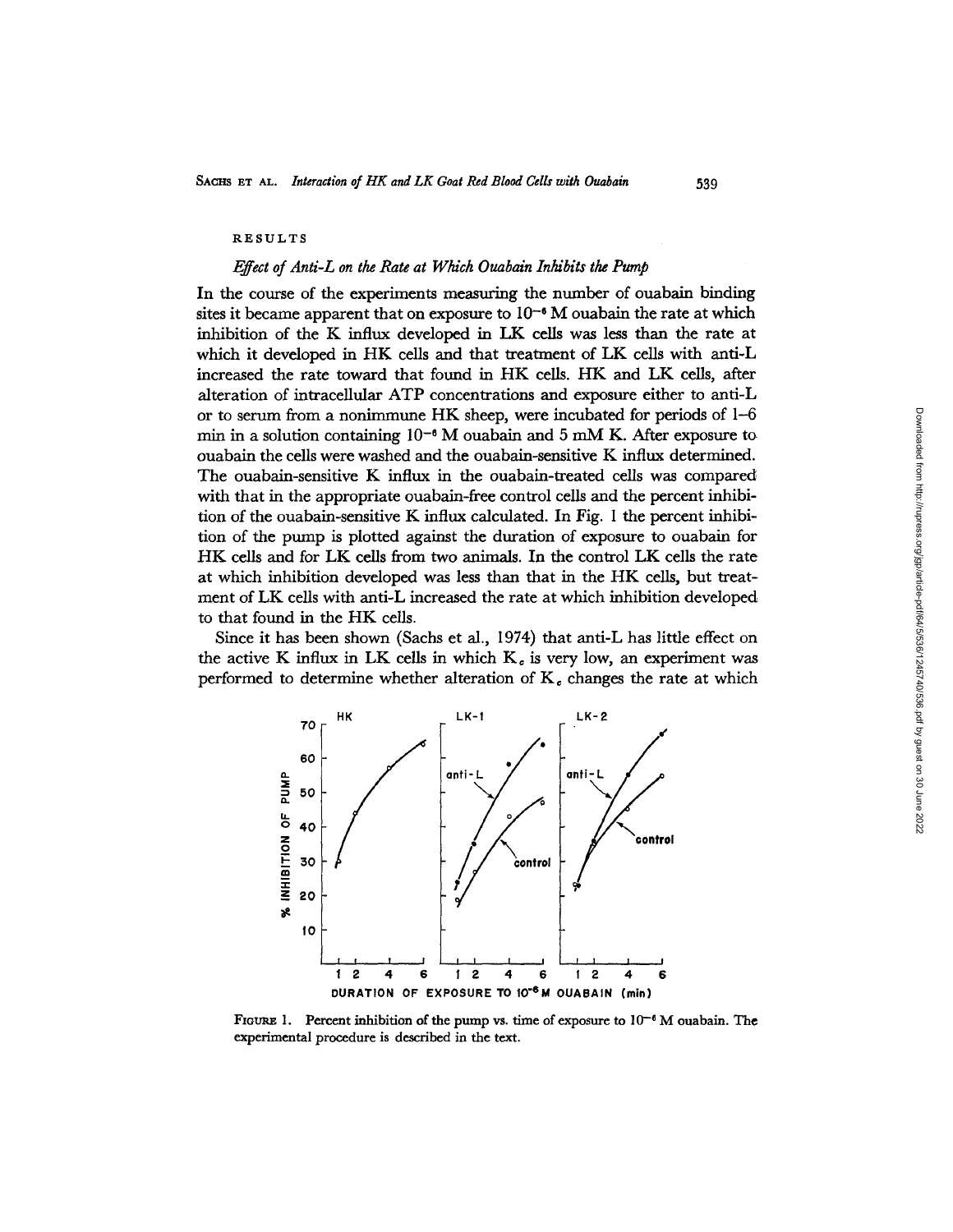## RESULTS

### *Effect of Anti-L on the Rate at Which Ouabain Inhibits the Pump*

In the course of the experiments measuring the number of ouabain binding sites it became apparent that on exposure to $10^{-6}$ M ouabain the rate at which inhibition of the K influx developed in LK cells was less than the rate at which it developed in HK cells and that treatment of LK cells with anti-L increased the rate toward that found in HK cells. HK and LK cells, after alteration of intracellular ATP concentrations and exposure either to anti-L or to serum from a nonimmune HK sheep, were incubated for periods of 1–6 min in a solution containing $10^{-6}$ M ouabain and 5 mM K. After exposure to ouabain the cells were washed and the ouabain-sensitive K influx determined. The ouabain-sensitive K influx in the ouabain-treated cells was compared with that in the appropriate ouabain-free control cells and the percent inhibition of the ouabain-sensitive K influx calculated. In Fig. 1 the percent inhibition of the pump is plotted against the duration of exposure to ouabain for HK cells and for LK cells from two animals. In the control LK cells the rate at which inhibition developed was less than that in the HK cells, but treatment of LK cells with anti-L increased the rate at which inhibition developed to that found in the HK cells.

Since it has been shown (Sachs et al., 1974) that anti-L has little effect on the active K influx in LK cells in which $K_c$ is very low, an experiment was performed to determine whether alteration of $K_c$ changes the rate at which

FIGURE 1. Percent inhibition of the pump vs. time of exposure to $10^{-6}$ M ouabain. The experimental procedure is described in the text.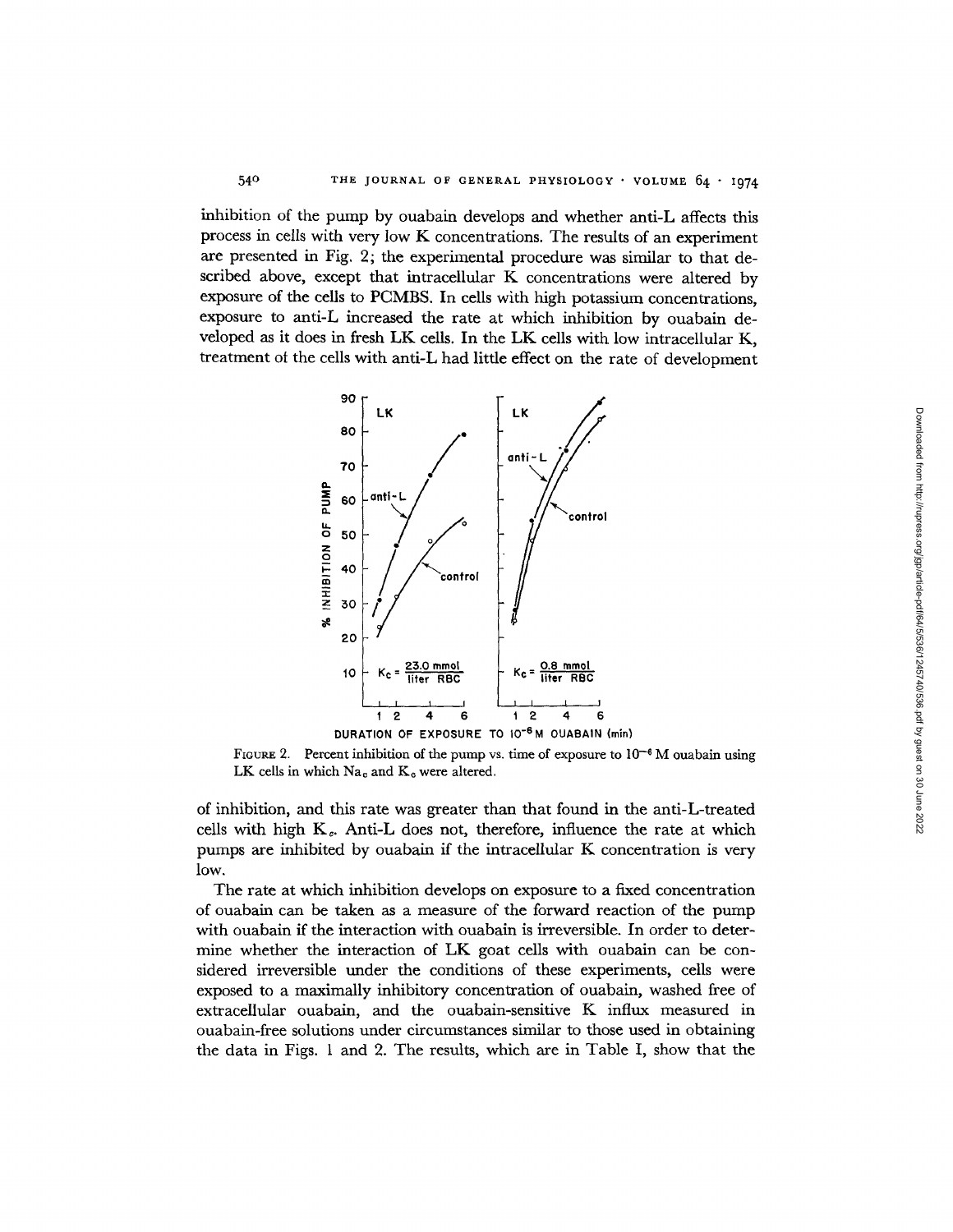inhibition of the pump by ouabain develops and whether anti-L affects this process in cells with very low K concentrations. The results of an experiment are presented in Fig. 2; the experimental procedure was similar to that described above, except that intracellular K concentrations were altered by exposure of the cells to PCMBS. In cells with high potassium concentrations, exposure to anti-L increased the rate at which inhibition by ouabain developed as it does in fresh LK cells. In the LK cells with low intracellular K, treatment of the cells with anti-L had little effect on the rate of development

FIGURE 2. Percent inhibition of the pump vs. time of exposure to $10^{-6}$ M ouabain using LK cells in which $Na_c$ and $K_c$ were altered.

of inhibition, and this rate was greater than that found in the anti-L-treated cells with high $K_c$. Anti-L does not, therefore, influence the rate at which pumps are inhibited by ouabain if the intracellular K concentration is very low.

The rate at which inhibition develops on exposure to a fixed concentration of ouabain can be taken as a measure of the forward reaction of the pump with ouabain if the interaction with ouabain is irreversible. In order to determine whether the interaction of LK goat cells with ouabain can be considered irreversible under the conditions of these experiments, cells were exposed to a maximally inhibitory concentration of ouabain, washed free of extracellular ouabain, and the ouabain-sensitive K influx measured in ouabain-free solutions under circumstances similar to those used in obtaining the data in Figs. 1 and 2. The results, which are in Table I, show that the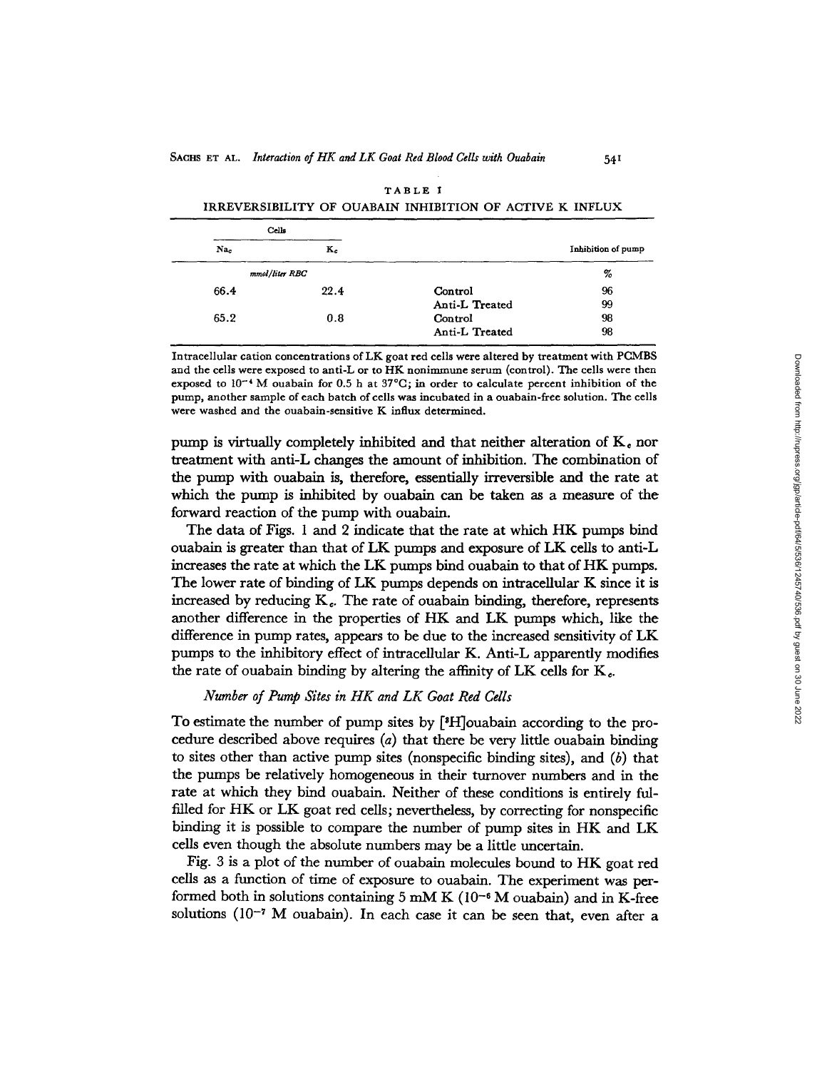TABLE I

IRREVERSIBILITY OF OUABAIN INHIBITION OF ACTIVE K INFLUX

| Cells | | | |
|---|---|---|---|
| $Na_c$ | $K_c$ | | Inhibition of pump |
| *mmol/liter RBC* | | | % |
| 66.4 | 22.4 | Control | 96 |
| | | Anti-L Treated | 99 |
| 65.2 | 0.8 | Control | 98 |
| | | Anti-L Treated | 98 |

Intracellular cation concentrations of LK goat red cells were altered by treatment with PCMBS and the cells were exposed to anti-L or to HK nonimmune serum (control). The cells were then exposed to $10^{-4}$ M ouabain for 0.5 h at 37°C; in order to calculate percent inhibition of the pump, another sample of each batch of cells was incubated in a ouabain-free solution. The cells were washed and the ouabain-sensitive K influx determined.

pump is virtually completely inhibited and that neither alteration of $K_c$ nor treatment with anti-L changes the amount of inhibition. The combination of the pump with ouabain is, therefore, essentially irreversible and the rate at which the pump is inhibited by ouabain can be taken as a measure of the forward reaction of the pump with ouabain.

The data of Figs. 1 and 2 indicate that the rate at which HK pumps bind ouabain is greater than that of LK pumps and exposure of LK cells to anti-L increases the rate at which the LK pumps bind ouabain to that of HK pumps. The lower rate of binding of LK pumps depends on intracellular K since it is increased by reducing $K_c$. The rate of ouabain binding, therefore, represents another difference in the properties of HK and LK pumps which, like the difference in pump rates, appears to be due to the increased sensitivity of LK pumps to the inhibitory effect of intracellular K. Anti-L apparently modifies the rate of ouabain binding by altering the affinity of LK cells for $K_c$.

### *Number of Pump Sites in HK and LK Goat Red Cells*

To estimate the number of pump sites by [$^3$H]ouabain according to the procedure described above requires (*a*) that there be very little ouabain binding to sites other than active pump sites (nonspecific binding sites), and (*b*) that the pumps be relatively homogeneous in their turnover numbers and in the rate at which they bind ouabain. Neither of these conditions is entirely fulfilled for HK or LK goat red cells; nevertheless, by correcting for nonspecific binding it is possible to compare the number of pump sites in HK and LK cells even though the absolute numbers may be a little uncertain.

Fig. 3 is a plot of the number of ouabain molecules bound to HK goat red cells as a function of time of exposure to ouabain. The experiment was performed both in solutions containing 5 mM K ($10^{-6}$ M ouabain) and in K-free solutions ($10^{-7}$ M ouabain). In each case it can be seen that, even after a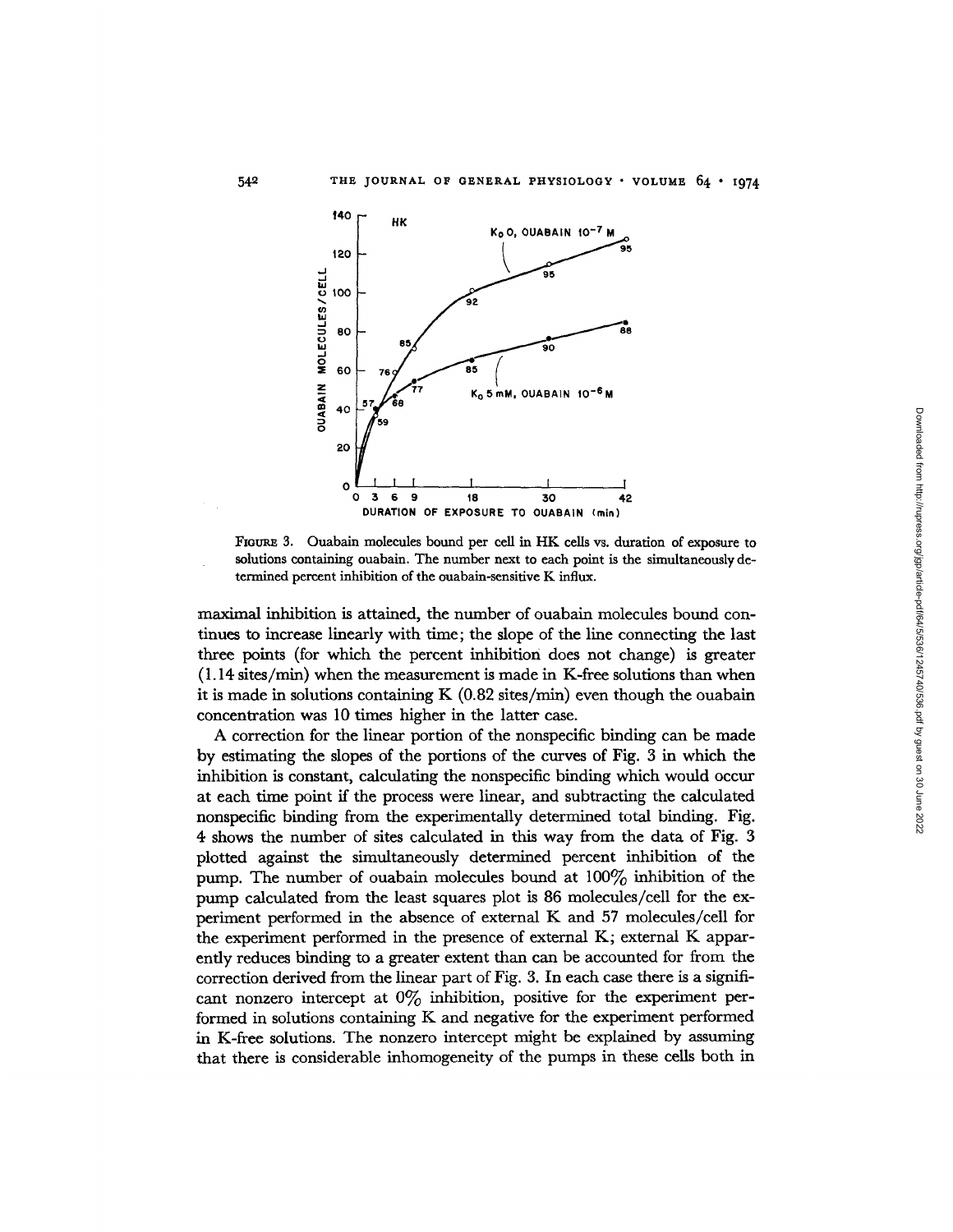FIGURE 3. Ouabain molecules bound per cell in HK cells vs. duration of exposure to solutions containing ouabain. The number next to each point is the simultaneously determined percent inhibition of the ouabain-sensitive K influx.

maximal inhibition is attained, the number of ouabain molecules bound continues to increase linearly with time; the slope of the line connecting the last three points (for which the percent inhibition does not change) is greater (1.14 sites/min) when the measurement is made in K-free solutions than when it is made in solutions containing K (0.82 sites/min) even though the ouabain concentration was 10 times higher in the latter case.

A correction for the linear portion of the nonspecific binding can be made by estimating the slopes of the portions of the curves of Fig. 3 in which the inhibition is constant, calculating the nonspecific binding which would occur at each time point if the process were linear, and subtracting the calculated nonspecific binding from the experimentally determined total binding. Fig. 4 shows the number of sites calculated in this way from the data of Fig. 3 plotted against the simultaneously determined percent inhibition of the pump. The number of ouabain molecules bound at 100% inhibition of the pump calculated from the least squares plot is 86 molecules/cell for the experiment performed in the absence of external K and 57 molecules/cell for the experiment performed in the presence of external K; external K apparently reduces binding to a greater extent than can be accounted for from the correction derived from the linear part of Fig. 3. In each case there is a significant nonzero intercept at 0% inhibition, positive for the experiment performed in solutions containing K and negative for the experiment performed in K-free solutions. The nonzero intercept might be explained by assuming that there is considerable inhomogeneity of the pumps in these cells both in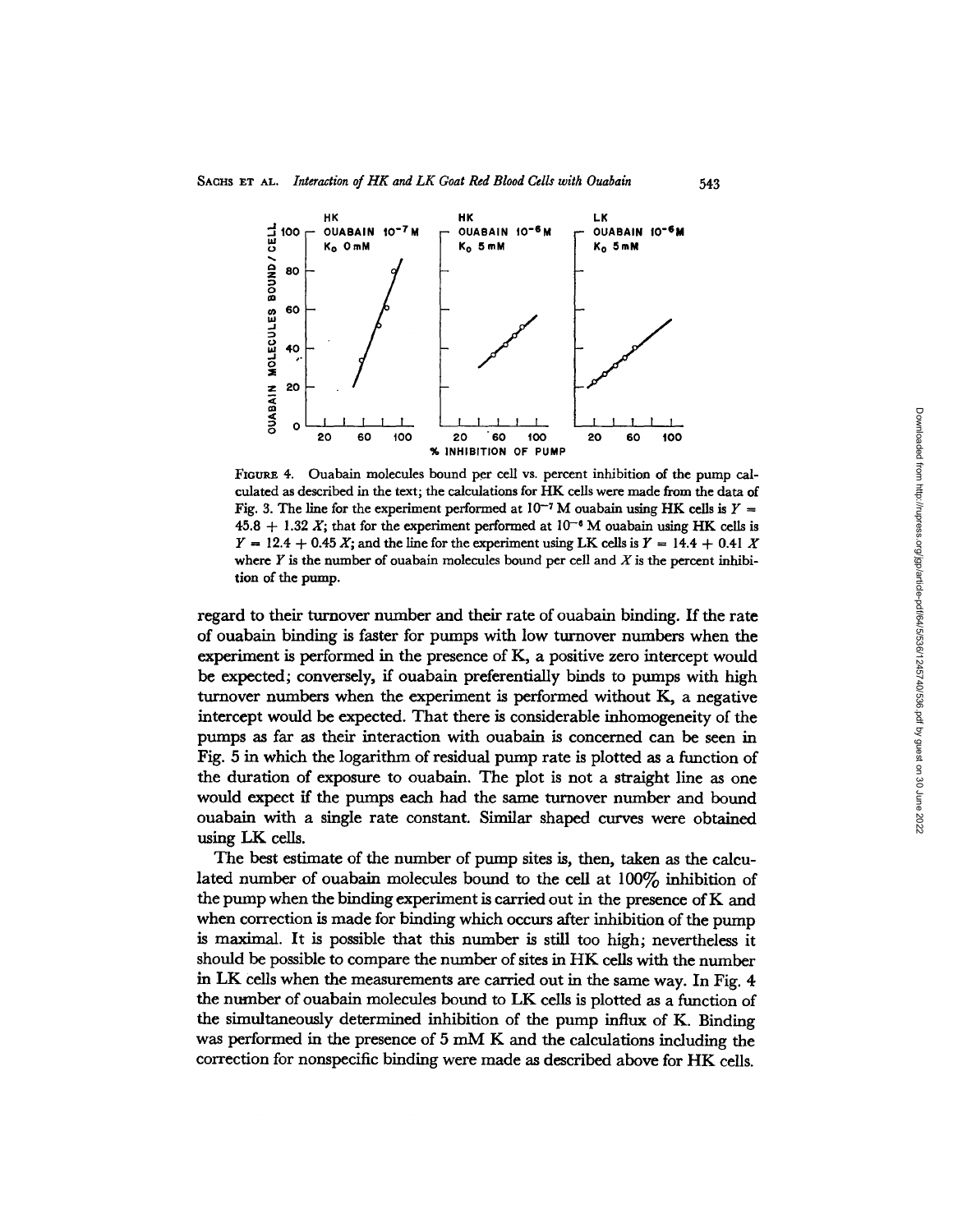FIGURE 4. Ouabain molecules bound per cell vs. percent inhibition of the pump calculated as described in the text; the calculations for HK cells were made from the data of Fig. 3. The line for the experiment performed at $10^{-7}$ M ouabain using HK cells is $Y = 45.8 + 1.32\ X$; that for the experiment performed at $10^{-6}$ M ouabain using HK cells is $Y = 12.4 + 0.45\ X$; and the line for the experiment using LK cells is $Y = 14.4 + 0.41\ X$ where $Y$ is the number of ouabain molecules bound per cell and $X$ is the percent inhibition of the pump.

regard to their turnover number and their rate of ouabain binding. If the rate of ouabain binding is faster for pumps with low turnover numbers when the experiment is performed in the presence of K, a positive zero intercept would be expected; conversely, if ouabain preferentially binds to pumps with high turnover numbers when the experiment is performed without K, a negative intercept would be expected. That there is considerable inhomogeneity of the pumps as far as their interaction with ouabain is concerned can be seen in Fig. 5 in which the logarithm of residual pump rate is plotted as a function of the duration of exposure to ouabain. The plot is not a straight line as one would expect if the pumps each had the same turnover number and bound ouabain with a single rate constant. Similar shaped curves were obtained using LK cells.

The best estimate of the number of pump sites is, then, taken as the calculated number of ouabain molecules bound to the cell at 100% inhibition of the pump when the binding experiment is carried out in the presence of K and when correction is made for binding which occurs after inhibition of the pump is maximal. It is possible that this number is still too high; nevertheless it should be possible to compare the number of sites in HK cells with the number in LK cells when the measurements are carried out in the same way. In Fig. 4 the number of ouabain molecules bound to LK cells is plotted as a function of the simultaneously determined inhibition of the pump influx of K. Binding was performed in the presence of 5 mM K and the calculations including the correction for nonspecific binding were made as described above for HK cells.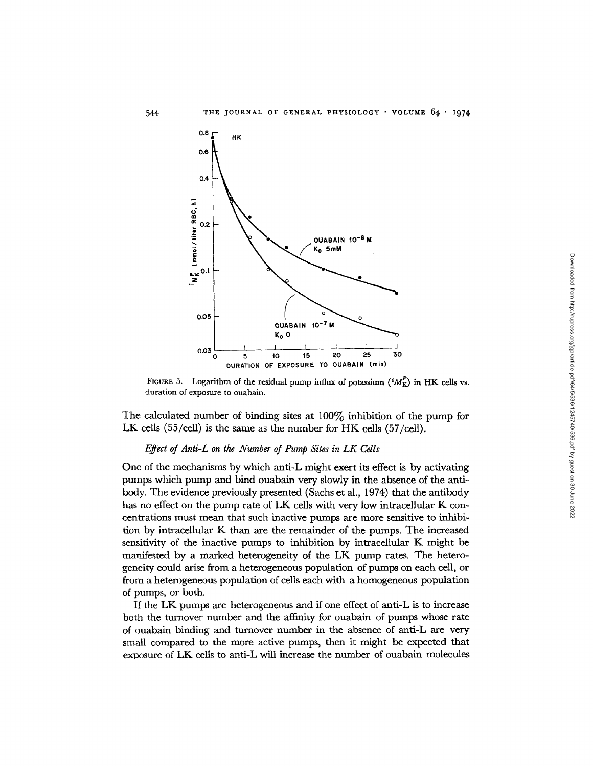FIGURE 5. Logarithm of the residual pump influx of potassium (${}^{i}M_{K}^{P}$) in HK cells vs. duration of exposure to ouabain.

The calculated number of binding sites at 100% inhibition of the pump for LK cells (55/cell) is the same as the number for HK cells (57/cell).

### *Effect of Anti-L on the Number of Pump Sites in LK Cells*

One of the mechanisms by which anti-L might exert its effect is by activating pumps which pump and bind ouabain very slowly in the absence of the antibody. The evidence previously presented (Sachs et al., 1974) that the antibody has no effect on the pump rate of LK cells with very low intracellular K concentrations must mean that such inactive pumps are more sensitive to inhibition by intracellular K than are the remainder of the pumps. The increased sensitivity of the inactive pumps to inhibition by intracellular K might be manifested by a marked heterogeneity of the LK pump rates. The heterogeneity could arise from a heterogeneous population of pumps on each cell, or from a heterogeneous population of cells each with a homogeneous population of pumps, or both.

If the LK pumps are heterogeneous and if one effect of anti-L is to increase both the turnover number and the affinity for ouabain of pumps whose rate of ouabain binding and turnover number in the absence of anti-L are very small compared to the more active pumps, then it might be expected that exposure of LK cells to anti-L will increase the number of ouabain molecules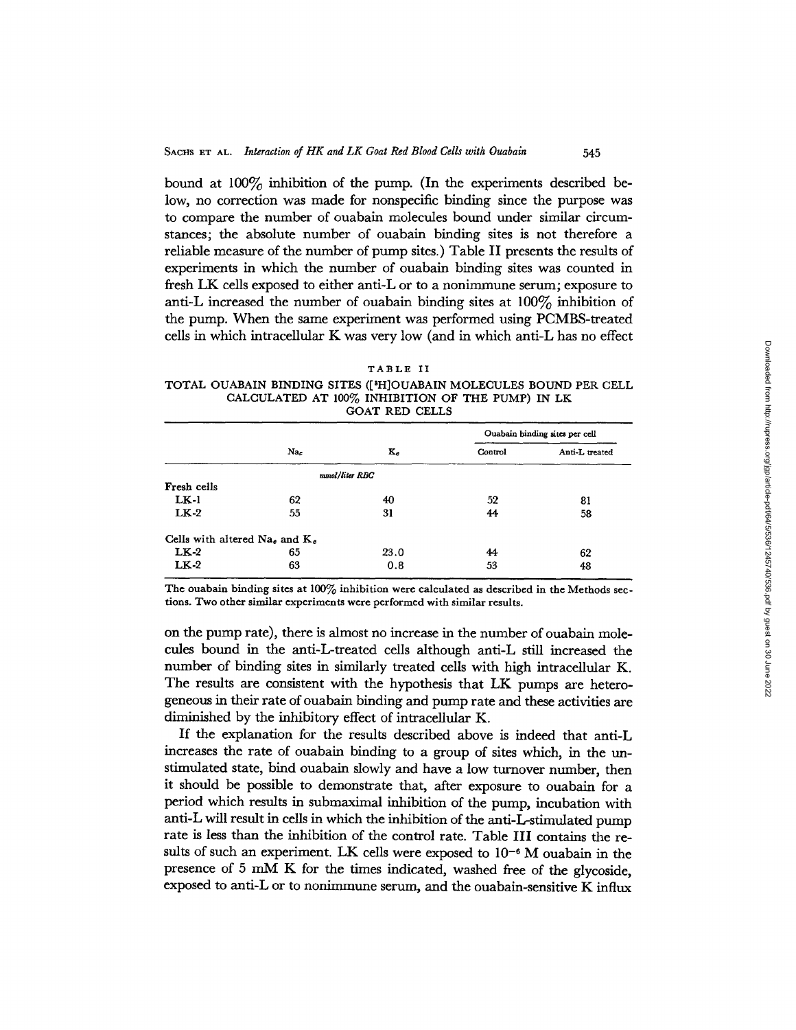bound at 100% inhibition of the pump. (In the experiments described below, no correction was made for nonspecific binding since the purpose was to compare the number of ouabain molecules bound under similar circumstances; the absolute number of ouabain binding sites is not therefore a reliable measure of the number of pump sites.) Table II presents the results of experiments in which the number of ouabain binding sites was counted in fresh LK cells exposed to either anti-L or to a nonimmune serum; exposure to anti-L increased the number of ouabain binding sites at 100% inhibition of the pump. When the same experiment was performed using PCMBS-treated cells in which intracellular K was very low (and in which anti-L has no effect on the pump rate), there is almost no increase in the number of ouabain molecules bound in the anti-L-treated cells although anti-L still increased the number of binding sites in similarly treated cells with high intracellular K. The results are consistent with the hypothesis that LK pumps are heterogeneous in their rate of ouabain binding and pump rate and these activities are diminished by the inhibitory effect of intracellular K.

TABLE II

TOTAL OUABAIN BINDING SITES ([$^3$H]OUABAIN MOLECULES BOUND PER CELL CALCULATED AT 100% INHIBITION OF THE PUMP) IN LK GOAT RED CELLS

| | $Na_c$ | $K_c$ | Ouabain binding sites per cell | |
|---|---|---|---|---|
| | | | Control | Anti-L treated |
| | *mmol/liter RBC* | | | |
| Fresh cells | | | | |
| LK-1 | 62 | 40 | 52 | 81 |
| LK-2 | 55 | 31 | 44 | 58 |
| Cells with altered $Na_c$ and $K_c$ | | | | |
| LK-2 | 65 | 23.0 | 44 | 62 |
| LK-2 | 63 | 0.8 | 53 | 48 |

The ouabain binding sites at 100% inhibition were calculated as described in the Methods sections. Two other similar experiments were performed with similar results.

If the explanation for the results described above is indeed that anti-L increases the rate of ouabain binding to a group of sites which, in the unstimulated state, bind ouabain slowly and have a low turnover number, then it should be possible to demonstrate that, after exposure to ouabain for a period which results in submaximal inhibition of the pump, incubation with anti-L will result in cells in which the inhibition of the anti-L-stimulated pump rate is less than the inhibition of the control rate. Table III contains the results of such an experiment. LK cells were exposed to $10^{-6}$ M ouabain in the presence of 5 mM K for the times indicated, washed free of the glycoside, exposed to anti-L or to nonimmune serum, and the ouabain-sensitive K influx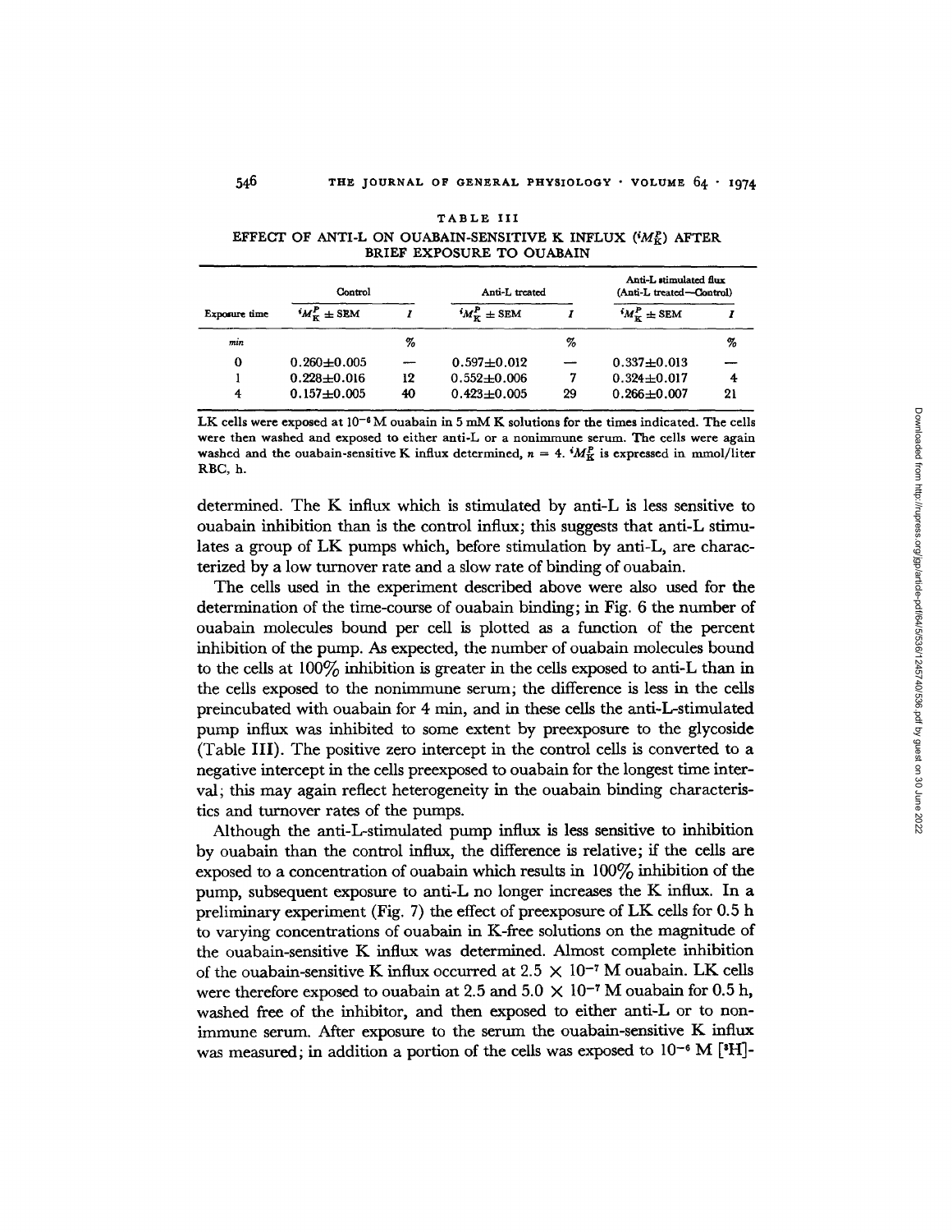TABLE III

EFFECT OF ANTI-L ON OUABAIN-SENSITIVE K INFLUX ($^{i}M_K^P$) AFTER BRIEF EXPOSURE TO OUABAIN

| | Control | | Anti-L treated | | Anti-L stimulated flux (Anti-L treated—Control) | |
|---|---|---|---|---|---|---|
| Exposure time | $^{i}M_K^P \pm$ SEM | $I$ | $^{i}M_K^P \pm$ SEM | $I$ | $^{i}M_K^P \pm$ SEM | $I$ |
| *min* | | % | | % | | % |
| 0 | 0.260±0.005 | — | 0.597±0.012 | — | 0.337±0.013 | — |
| 1 | 0.228±0.016 | 12 | 0.552±0.006 | 7 | 0.324±0.017 | 4 |
| 4 | 0.157±0.005 | 40 | 0.423±0.005 | 29 | 0.266±0.007 | 21 |

LK cells were exposed at $10^{-6}$ M ouabain in 5 mM K solutions for the times indicated. The cells were then washed and exposed to either anti-L or a nonimmune serum. The cells were again washed and the ouabain-sensitive K influx determined, $n = 4$. $^{i}M_K^P$ is expressed in mmol/liter RBC, h.

determined. The K influx which is stimulated by anti-L is less sensitive to ouabain inhibition than is the control influx; this suggests that anti-L stimulates a group of LK pumps which, before stimulation by anti-L, are characterized by a low turnover rate and a slow rate of binding of ouabain.

The cells used in the experiment described above were also used for the determination of the time-course of ouabain binding; in Fig. 6 the number of ouabain molecules bound per cell is plotted as a function of the percent inhibition of the pump. As expected, the number of ouabain molecules bound to the cells at 100% inhibition is greater in the cells exposed to anti-L than in the cells exposed to the nonimmune serum; the difference is less in the cells preincubated with ouabain for 4 min, and in these cells the anti-L-stimulated pump influx was inhibited to some extent by preexposure to the glycoside (Table III). The positive zero intercept in the control cells is converted to a negative intercept in the cells preexposed to ouabain for the longest time interval; this may again reflect heterogeneity in the ouabain binding characteristics and turnover rates of the pumps.

Although the anti-L-stimulated pump influx is less sensitive to inhibition by ouabain than the control influx, the difference is relative; if the cells are exposed to a concentration of ouabain which results in 100% inhibition of the pump, subsequent exposure to anti-L no longer increases the K influx. In a preliminary experiment (Fig. 7) the effect of preexposure of LK cells for 0.5 h to varying concentrations of ouabain in K-free solutions on the magnitude of the ouabain-sensitive K influx was determined. Almost complete inhibition of the ouabain-sensitive K influx occurred at $2.5 \times 10^{-7}$ M ouabain. LK cells were therefore exposed to ouabain at 2.5 and $5.0 \times 10^{-7}$ M ouabain for 0.5 h, washed free of the inhibitor, and then exposed to either anti-L or to nonimmune serum. After exposure to the serum the ouabain-sensitive K influx was measured; in addition a portion of the cells was exposed to $10^{-6}$ M [$^{3}$H]-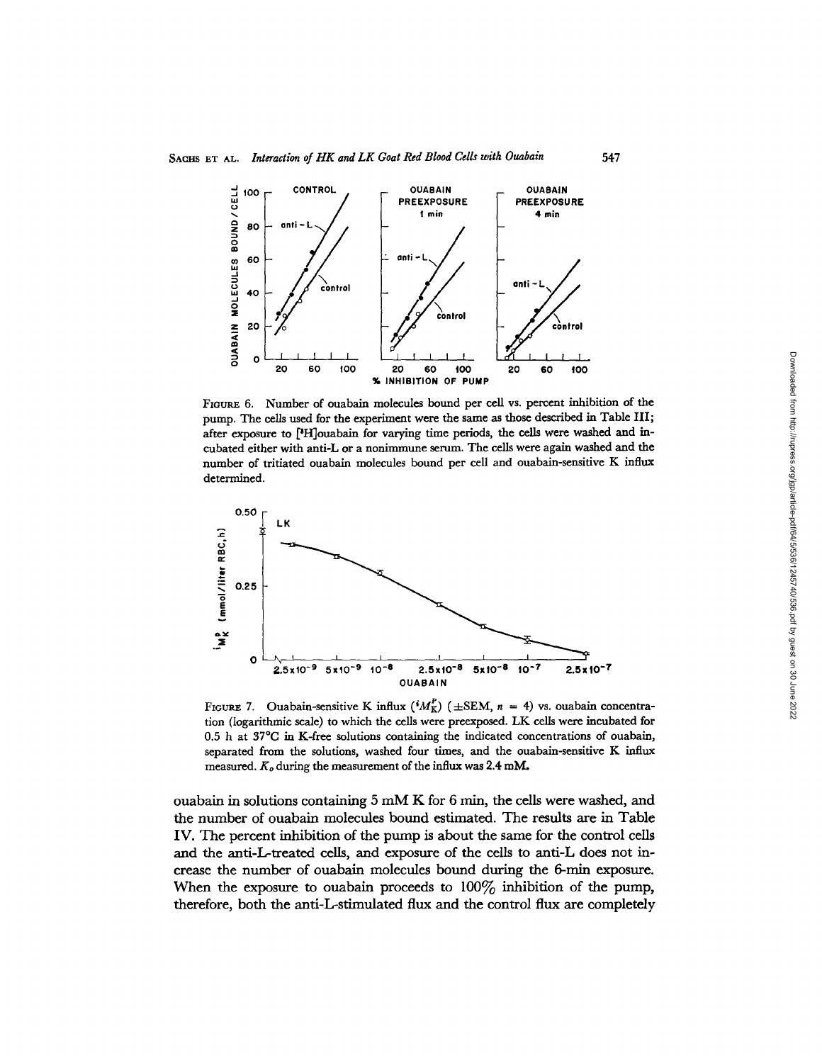FIGURE 6. Number of ouabain molecules bound per cell vs. percent inhibition of the pump. The cells used for the experiment were the same as those described in Table III; after exposure to [$^3$H]ouabain for varying time periods, the cells were washed and incubated either with anti-L or a nonimmune serum. The cells were again washed and the number of tritiated ouabain molecules bound per cell and ouabain-sensitive K influx determined.

FIGURE 7. Ouabain-sensitive K influx ($^iM_K^P$) ($\pm$SEM, $n = 4$) vs. ouabain concentration (logarithmic scale) to which the cells were preexposed. LK cells were incubated for 0.5 h at 37°C in K-free solutions containing the indicated concentrations of ouabain, separated from the solutions, washed four times, and the ouabain-sensitive K influx measured. $K_o$ during the measurement of the influx was 2.4 mM.

ouabain in solutions containing 5 mM K for 6 min, the cells were washed, and the number of ouabain molecules bound estimated. The results are in Table IV. The percent inhibition of the pump is about the same for the control cells and the anti-L-treated cells, and exposure of the cells to anti-L does not increase the number of ouabain molecules bound during the 6-min exposure. When the exposure to ouabain proceeds to 100% inhibition of the pump, therefore, both the anti-L-stimulated flux and the control flux are completely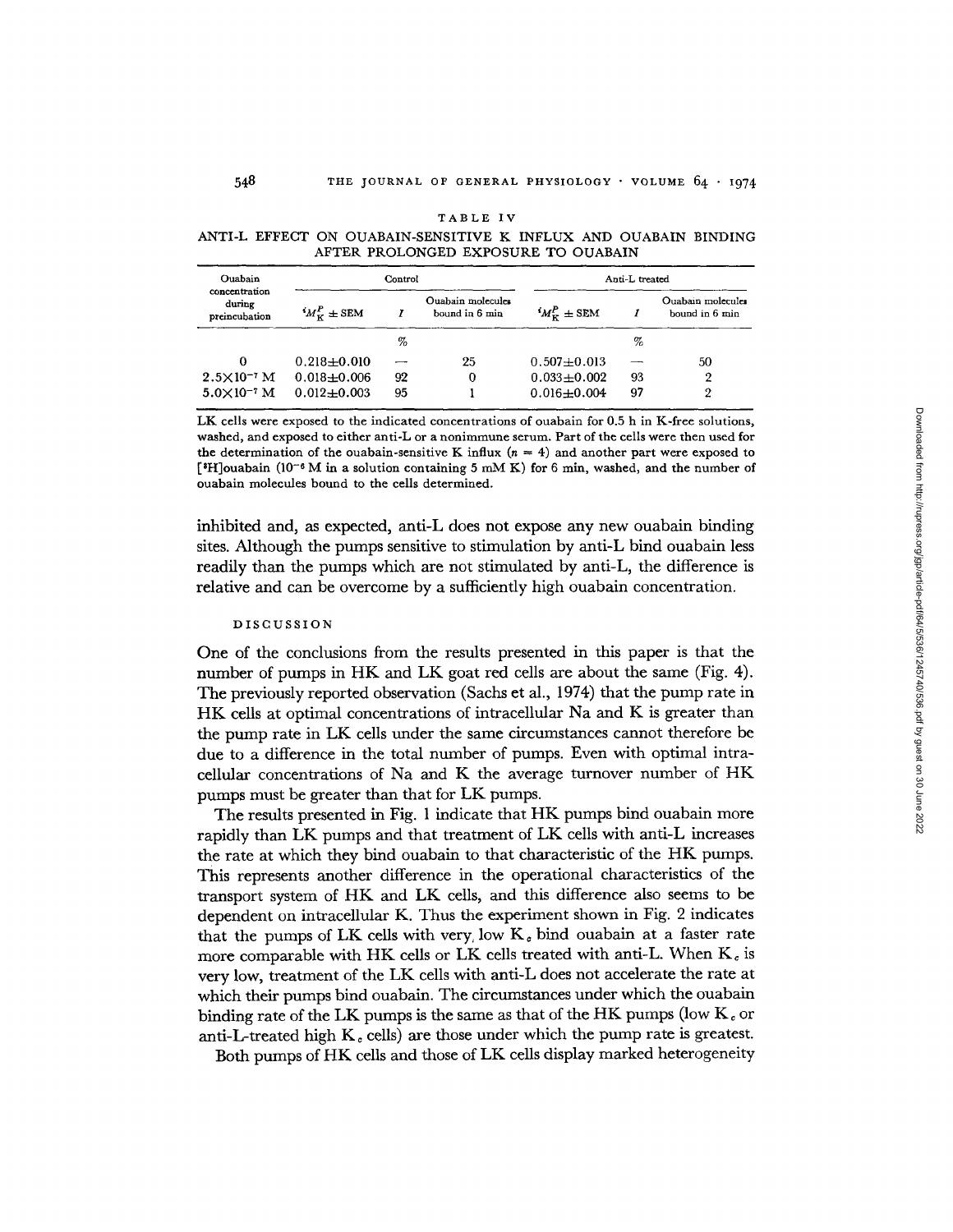TABLE IV

ANTI-L EFFECT ON OUABAIN-SENSITIVE K INFLUX AND OUABAIN BINDING AFTER PROLONGED EXPOSURE TO OUABAIN

| Ouabain concentration during preincubation | Control | | | Anti-L treated | | |
|---|---|---|---|---|---|---|
| | ${}^{i}M_{K}^{P} \pm$ SEM | $I$ | Ouabain molecules bound in 6 min | ${}^{i}M_{K}^{P} \pm$ SEM | $I$ | Ouabain molecules bound in 6 min |
| | | % | | | % | |
| 0 | 0.218±0.010 | — | 25 | 0.507±0.013 | — | 50 |
| $2.5\times10^{-7}$ M | 0.018±0.006 | 92 | 0 | 0.033±0.002 | 93 | 2 |
| $5.0\times10^{-7}$ M | 0.012±0.003 | 95 | 1 | 0.016±0.004 | 97 | 2 |

LK cells were exposed to the indicated concentrations of ouabain for 0.5 h in K-free solutions, washed, and exposed to either anti-L or a nonimmune serum. Part of the cells were then used for the determination of the ouabain-sensitive K influx ($n = 4$) and another part were exposed to [$^{3}$H]ouabain ($10^{-6}$ M in a solution containing 5 mM K) for 6 min, washed, and the number of ouabain molecules bound to the cells determined.

inhibited and, as expected, anti-L does not expose any new ouabain binding sites. Although the pumps sensitive to stimulation by anti-L bind ouabain less readily than the pumps which are not stimulated by anti-L, the difference is relative and can be overcome by a sufficiently high ouabain concentration.

## DISCUSSION

One of the conclusions from the results presented in this paper is that the number of pumps in HK and LK goat red cells are about the same (Fig. 4). The previously reported observation (Sachs et al., 1974) that the pump rate in HK cells at optimal concentrations of intracellular Na and K is greater than the pump rate in LK cells under the same circumstances cannot therefore be due to a difference in the total number of pumps. Even with optimal intracellular concentrations of Na and K the average turnover number of HK pumps must be greater than that for LK pumps.

The results presented in Fig. 1 indicate that HK pumps bind ouabain more rapidly than LK pumps and that treatment of LK cells with anti-L increases the rate at which they bind ouabain to that characteristic of the HK pumps. This represents another difference in the operational characteristics of the transport system of HK and LK cells, and this difference also seems to be dependent on intracellular K. Thus the experiment shown in Fig. 2 indicates that the pumps of LK cells with very low $K_c$ bind ouabain at a faster rate more comparable with HK cells or LK cells treated with anti-L. When $K_c$ is very low, treatment of the LK cells with anti-L does not accelerate the rate at which their pumps bind ouabain. The circumstances under which the ouabain binding rate of the LK pumps is the same as that of the HK pumps (low $K_c$ or anti-L-treated high $K_c$ cells) are those under which the pump rate is greatest.

Both pumps of HK cells and those of LK cells display marked heterogeneity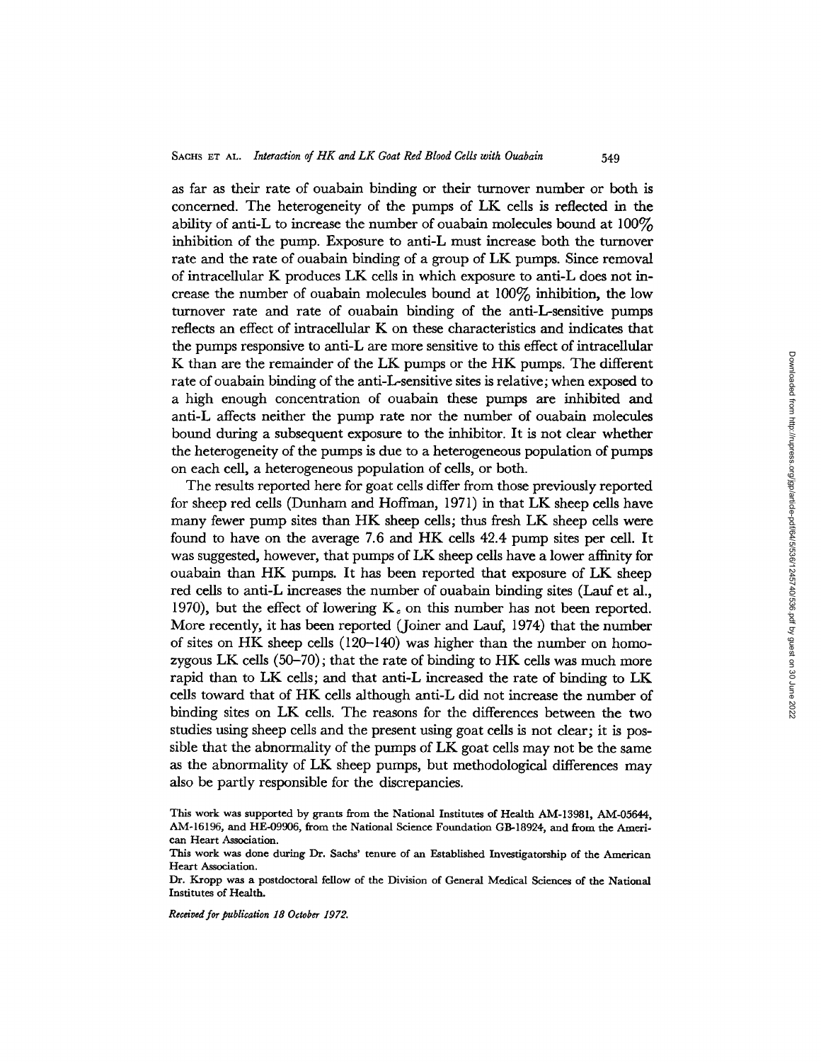as far as their rate of ouabain binding or their turnover number or both is concerned. The heterogeneity of the pumps of LK cells is reflected in the ability of anti-L to increase the number of ouabain molecules bound at 100% inhibition of the pump. Exposure to anti-L must increase both the turnover rate and the rate of ouabain binding of a group of LK pumps. Since removal of intracellular K produces LK cells in which exposure to anti-L does not increase the number of ouabain molecules bound at 100% inhibition, the low turnover rate and rate of ouabain binding of the anti-L-sensitive pumps reflects an effect of intracellular K on these characteristics and indicates that the pumps responsive to anti-L are more sensitive to this effect of intracellular K than are the remainder of the LK pumps or the HK pumps. The different rate of ouabain binding of the anti-L-sensitive sites is relative; when exposed to a high enough concentration of ouabain these pumps are inhibited and anti-L affects neither the pump rate nor the number of ouabain molecules bound during a subsequent exposure to the inhibitor. It is not clear whether the heterogeneity of the pumps is due to a heterogeneous population of pumps on each cell, a heterogeneous population of cells, or both.

The results reported here for goat cells differ from those previously reported for sheep red cells (Dunham and Hoffman, 1971) in that LK sheep cells have many fewer pump sites than HK sheep cells; thus fresh LK sheep cells were found to have on the average 7.6 and HK cells 42.4 pump sites per cell. It was suggested, however, that pumps of LK sheep cells have a lower affinity for ouabain than HK pumps. It has been reported that exposure of LK sheep red cells to anti-L increases the number of ouabain binding sites (Lauf et al., 1970), but the effect of lowering $K_c$ on this number has not been reported. More recently, it has been reported (Joiner and Lauf, 1974) that the number of sites on HK sheep cells (120–140) was higher than the number on homozygous LK cells (50–70); that the rate of binding to HK cells was much more rapid than to LK cells; and that anti-L increased the rate of binding to LK cells toward that of HK cells although anti-L did not increase the number of binding sites on LK cells. The reasons for the differences between the two studies using sheep cells and the present using goat cells is not clear; it is possible that the abnormality of the pumps of LK goat cells may not be the same as the abnormality of LK sheep pumps, but methodological differences may also be partly responsible for the discrepancies.

This work was supported by grants from the National Institutes of Health AM-13981, AM-05644, AM-16196, and HE-09906, from the National Science Foundation GB-18924, and from the American Heart Association.

This work was done during Dr. Sachs' tenure of an Established Investigatorship of the American Heart Association.

Dr. Kropp was a postdoctoral fellow of the Division of General Medical Sciences of the National Institutes of Health.

*Received for publication 18 October 1972.*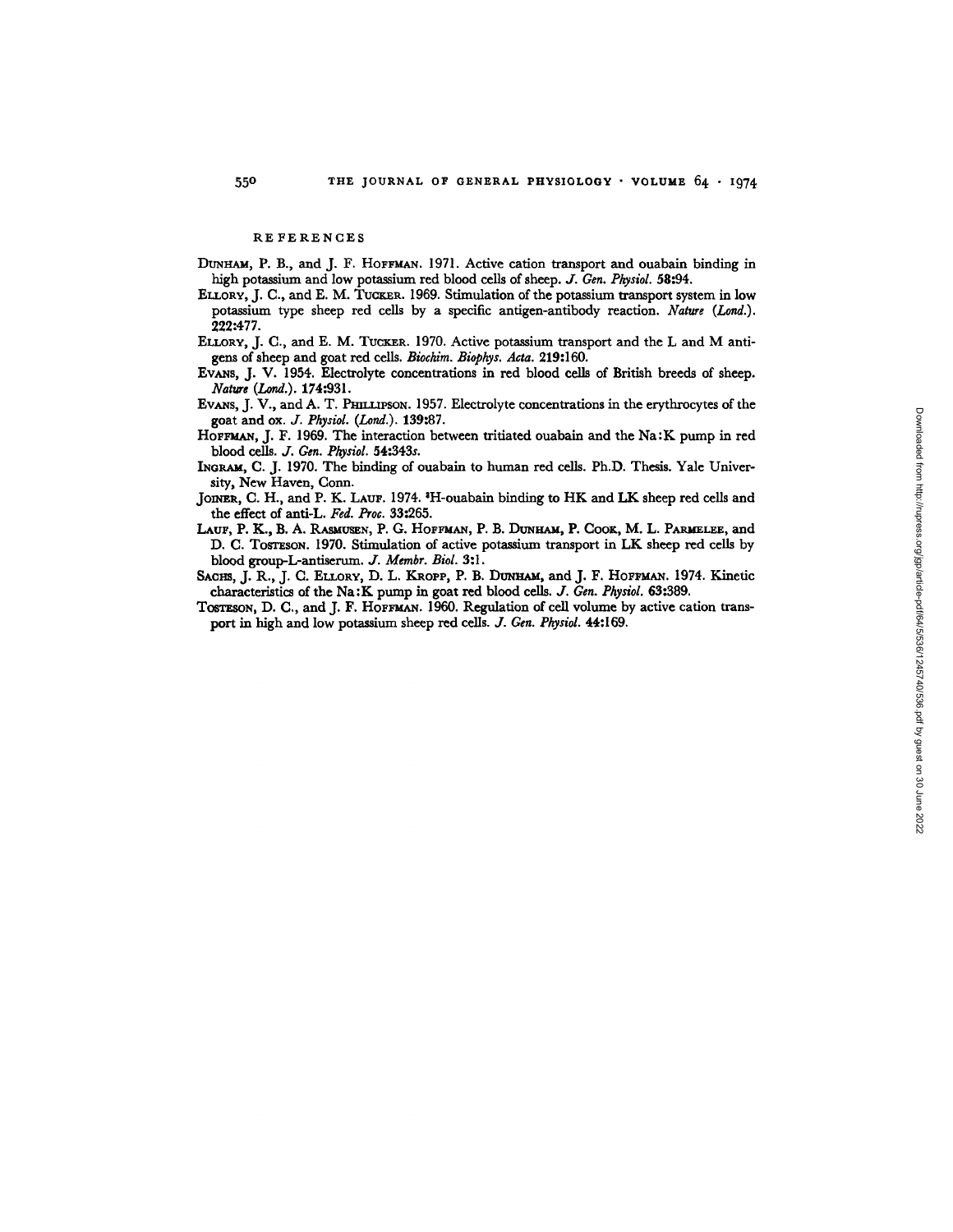## REFERENCES

DUNHAM, P. B., and J. F. HOFFMAN. 1971. Active cation transport and ouabain binding in high potassium and low potassium red blood cells of sheep. *J. Gen. Physiol.* **58:**94.

ELLORY, J. C., and E. M. TUCKER. 1969. Stimulation of the potassium transport system in low potassium type sheep red cells by a specific antigen-antibody reaction. *Nature (Lond.).* **222:**477.

ELLORY, J. C., and E. M. TUCKER. 1970. Active potassium transport and the L and M antigens of sheep and goat red cells. *Biochim. Biophys. Acta.* **219:**160.

EVANS, J. V. 1954. Electrolyte concentrations in red blood cells of British breeds of sheep. *Nature (Lond.).* **174:**931.

EVANS, J. V., and A. T. PHILLIPSON. 1957. Electrolyte concentrations in the erythrocytes of the goat and ox. *J. Physiol. (Lond.).* **139:**87.

HOFFMAN, J. F. 1969. The interaction between tritiated ouabain and the Na:K pump in red blood cells. *J. Gen. Physiol.* **54:**343*s*.

INGRAM, C. J. 1970. The binding of ouabain to human red cells. Ph.D. Thesis. Yale University, New Haven, Conn.

JOINER, C. H., and P. K. LAUF. 1974. $^{3}$H-ouabain binding to HK and LK sheep red cells and the effect of anti-L. *Fed. Proc.* **33:**265.

LAUF, P. K., B. A. RASMUSEN, P. G. HOFFMAN, P. B. DUNHAM, P. COOK, M. L. PARMELEE, and D. C. TOSTESON. 1970. Stimulation of active potassium transport in LK sheep red cells by blood group-L-antiserum. *J. Membr. Biol.* **3:**1.

SACHS, J. R., J. C. ELLORY, D. L. KROPP, P. B. DUNHAM, and J. F. HOFFMAN. 1974. Kinetic characteristics of the Na:K pump in goat red blood cells. *J. Gen. Physiol.* **63:**389.

TOSTESON, D. C., and J. F. HOFFMAN. 1960. Regulation of cell volume by active cation transport in high and low potassium sheep red cells. *J. Gen. Physiol.* **44:**169.